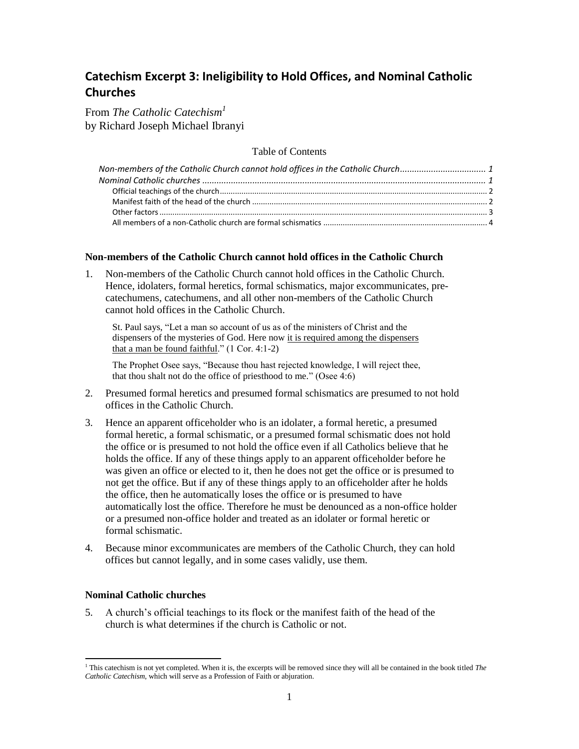# Catechism Excerpt 3: Ineligibility to Hold Offices, and Nominal Catholic Churches

From *The Catholic Catechism*[1]
by Richard Joseph Michael Ibranyi

Table of Contents

*Non-members of the Catholic Church cannot hold offices in the Catholic Church* .................................... *1*
*Nominal Catholic churches* ........................................................................................................................ *1*
Official teachings of the church .................................................................................................................. 2
Manifest faith of the head of the church .................................................................................................... 2
Other factors ................................................................................................................................................ 3
All members of a non-Catholic church are formal schismatics ................................................................... 4

### Non-members of the Catholic Church cannot hold offices in the Catholic Church

1. Non-members of the Catholic Church cannot hold offices in the Catholic Church. Hence, idolaters, formal heretics, formal schismatics, major excommunicates, pre-catechumens, catechumens, and all other non-members of the Catholic Church cannot hold offices in the Catholic Church.

   St. Paul says, "Let a man so account of us as of the ministers of Christ and the dispensers of the mysteries of God. Here now <u>it is required among the dispensers that a man be found faithful</u>." (1 Cor. 4:1-2)

   The Prophet Osee says, "Because thou hast rejected knowledge, I will reject thee, that thou shalt not do the office of priesthood to me." (Osee 4:6)

2. Presumed formal heretics and presumed formal schismatics are presumed to not hold offices in the Catholic Church.

3. Hence an apparent officeholder who is an idolater, a formal heretic, a presumed formal heretic, a formal schismatic, or a presumed formal schismatic does not hold the office or is presumed to not hold the office even if all Catholics believe that he holds the office. If any of these things apply to an apparent officeholder before he was given an office or elected to it, then he does not get the office or is presumed to not get the office. But if any of these things apply to an officeholder after he holds the office, then he automatically loses the office or is presumed to have automatically lost the office. Therefore he must be denounced as a non-office holder or a presumed non-office holder and treated as an idolater or formal heretic or formal schismatic.

4. Because minor excommunicates are members of the Catholic Church, they can hold offices but cannot legally, and in some cases validly, use them.

### Nominal Catholic churches

5. A church's official teachings to its flock or the manifest faith of the head of the church is what determines if the church is Catholic or not.

---

[1] This catechism is not yet completed. When it is, the excerpts will be removed since they will all be contained in the book titled *The Catholic Catechism*, which will serve as a Profession of Faith or abjuration.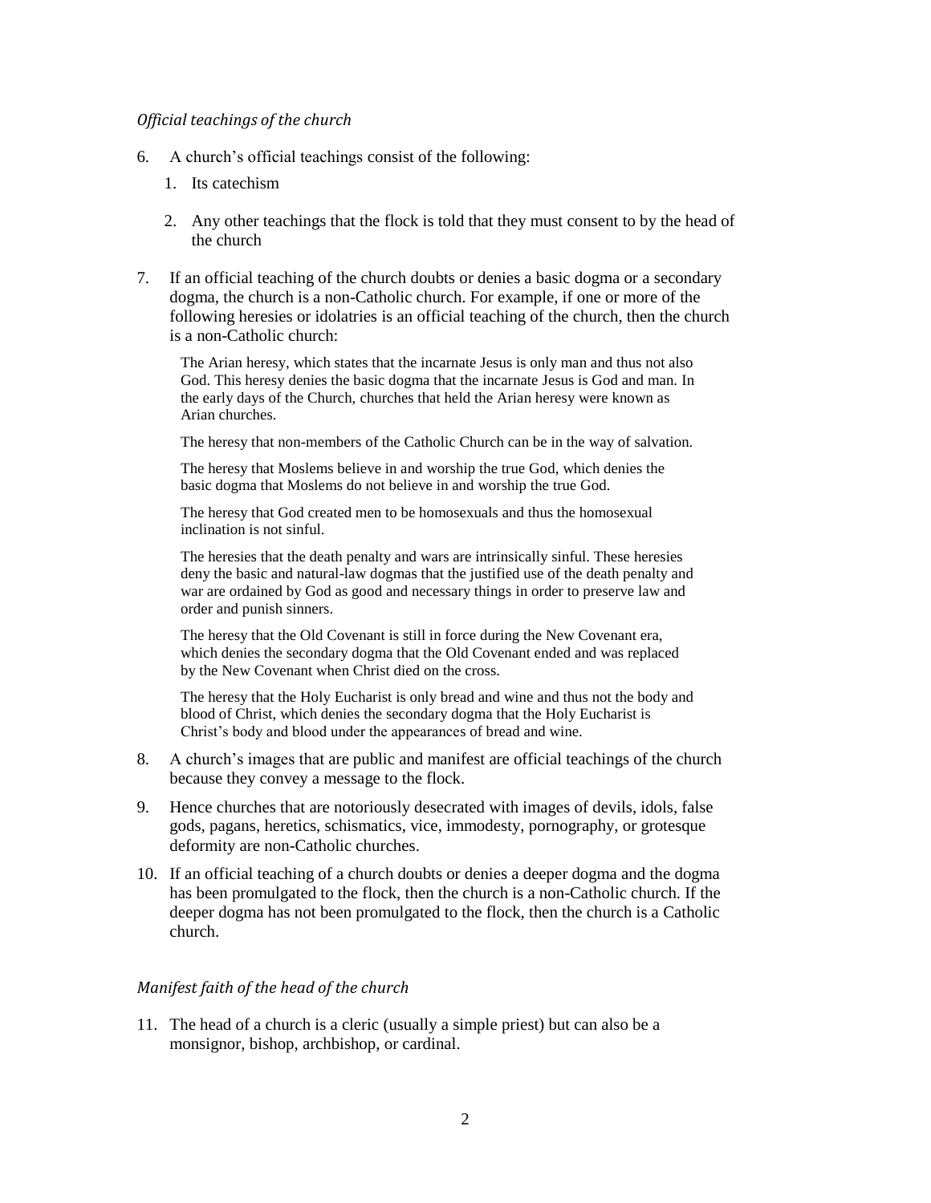*Official teachings of the church*

6. A church's official teachings consist of the following:

    1. Its catechism

    2. Any other teachings that the flock is told that they must consent to by the head of the church

7. If an official teaching of the church doubts or denies a basic dogma or a secondary dogma, the church is a non-Catholic church. For example, if one or more of the following heresies or idolatries is an official teaching of the church, then the church is a non-Catholic church:

    > The Arian heresy, which states that the incarnate Jesus is only man and thus not also God. This heresy denies the basic dogma that the incarnate Jesus is God and man. In the early days of the Church, churches that held the Arian heresy were known as Arian churches.
    >
    > The heresy that non-members of the Catholic Church can be in the way of salvation.
    >
    > The heresy that Moslems believe in and worship the true God, which denies the basic dogma that Moslems do not believe in and worship the true God.
    >
    > The heresy that God created men to be homosexuals and thus the homosexual inclination is not sinful.
    >
    > The heresies that the death penalty and wars are intrinsically sinful. These heresies deny the basic and natural-law dogmas that the justified use of the death penalty and war are ordained by God as good and necessary things in order to preserve law and order and punish sinners.
    >
    > The heresy that the Old Covenant is still in force during the New Covenant era, which denies the secondary dogma that the Old Covenant ended and was replaced by the New Covenant when Christ died on the cross.
    >
    > The heresy that the Holy Eucharist is only bread and wine and thus not the body and blood of Christ, which denies the secondary dogma that the Holy Eucharist is Christ's body and blood under the appearances of bread and wine.

8. A church's images that are public and manifest are official teachings of the church because they convey a message to the flock.

9. Hence churches that are notoriously desecrated with images of devils, idols, false gods, pagans, heretics, schismatics, vice, immodesty, pornography, or grotesque deformity are non-Catholic churches.

10. If an official teaching of a church doubts or denies a deeper dogma and the dogma has been promulgated to the flock, then the church is a non-Catholic church. If the deeper dogma has not been promulgated to the flock, then the church is a Catholic church.

*Manifest faith of the head of the church*

11. The head of a church is a cleric (usually a simple priest) but can also be a monsignor, bishop, archbishop, or cardinal.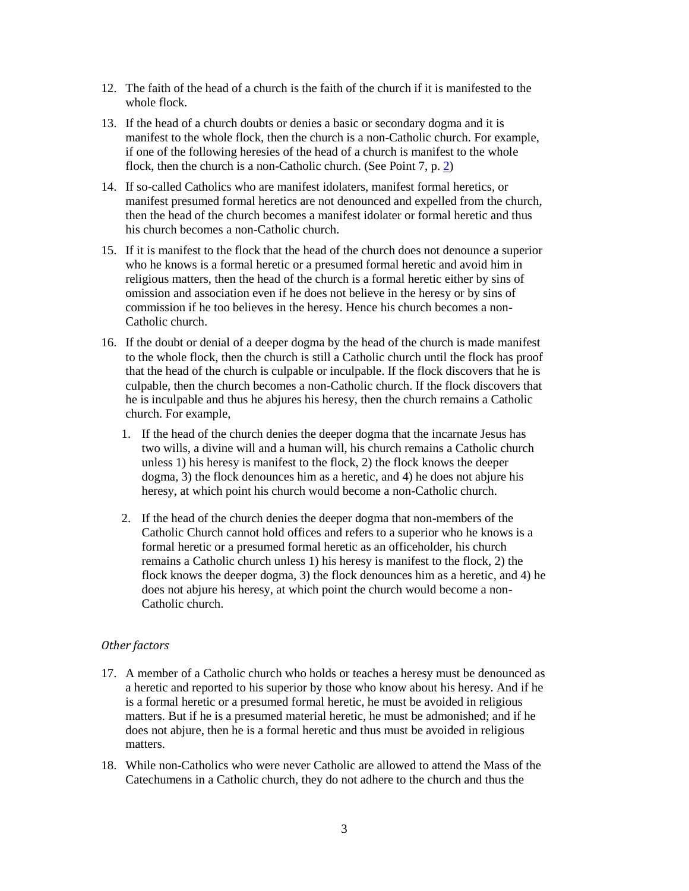12. The faith of the head of a church is the faith of the church if it is manifested to the whole flock.
13. If the head of a church doubts or denies a basic or secondary dogma and it is manifest to the whole flock, then the church is a non-Catholic church. For example, if one of the following heresies of the head of a church is manifest to the whole flock, then the church is a non-Catholic church. (See Point 7, p. 2)
14. If so-called Catholics who are manifest idolaters, manifest formal heretics, or manifest presumed formal heretics are not denounced and expelled from the church, then the head of the church becomes a manifest idolater or formal heretic and thus his church becomes a non-Catholic church.
15. If it is manifest to the flock that the head of the church does not denounce a superior who he knows is a formal heretic or a presumed formal heretic and avoid him in religious matters, then the head of the church is a formal heretic either by sins of omission and association even if he does not believe in the heresy or by sins of commission if he too believes in the heresy. Hence his church becomes a non-Catholic church.
16. If the doubt or denial of a deeper dogma by the head of the church is made manifest to the whole flock, then the church is still a Catholic church until the flock has proof that the head of the church is culpable or inculpable. If the flock discovers that he is culpable, then the church becomes a non-Catholic church. If the flock discovers that he is inculpable and thus he abjures his heresy, then the church remains a Catholic church. For example,
    1. If the head of the church denies the deeper dogma that the incarnate Jesus has two wills, a divine will and a human will, his church remains a Catholic church unless 1) his heresy is manifest to the flock, 2) the flock knows the deeper dogma, 3) the flock denounces him as a heretic, and 4) he does not abjure his heresy, at which point his church would become a non-Catholic church.
    2. If the head of the church denies the deeper dogma that non-members of the Catholic Church cannot hold offices and refers to a superior who he knows is a formal heretic or a presumed formal heretic as an officeholder, his church remains a Catholic church unless 1) his heresy is manifest to the flock, 2) the flock knows the deeper dogma, 3) the flock denounces him as a heretic, and 4) he does not abjure his heresy, at which point the church would become a non-Catholic church.

*Other factors*

17. A member of a Catholic church who holds or teaches a heresy must be denounced as a heretic and reported to his superior by those who know about his heresy. And if he is a formal heretic or a presumed formal heretic, he must be avoided in religious matters. But if he is a presumed material heretic, he must be admonished; and if he does not abjure, then he is a formal heretic and thus must be avoided in religious matters.
18. While non-Catholics who were never Catholic are allowed to attend the Mass of the Catechumens in a Catholic church, they do not adhere to the church and thus the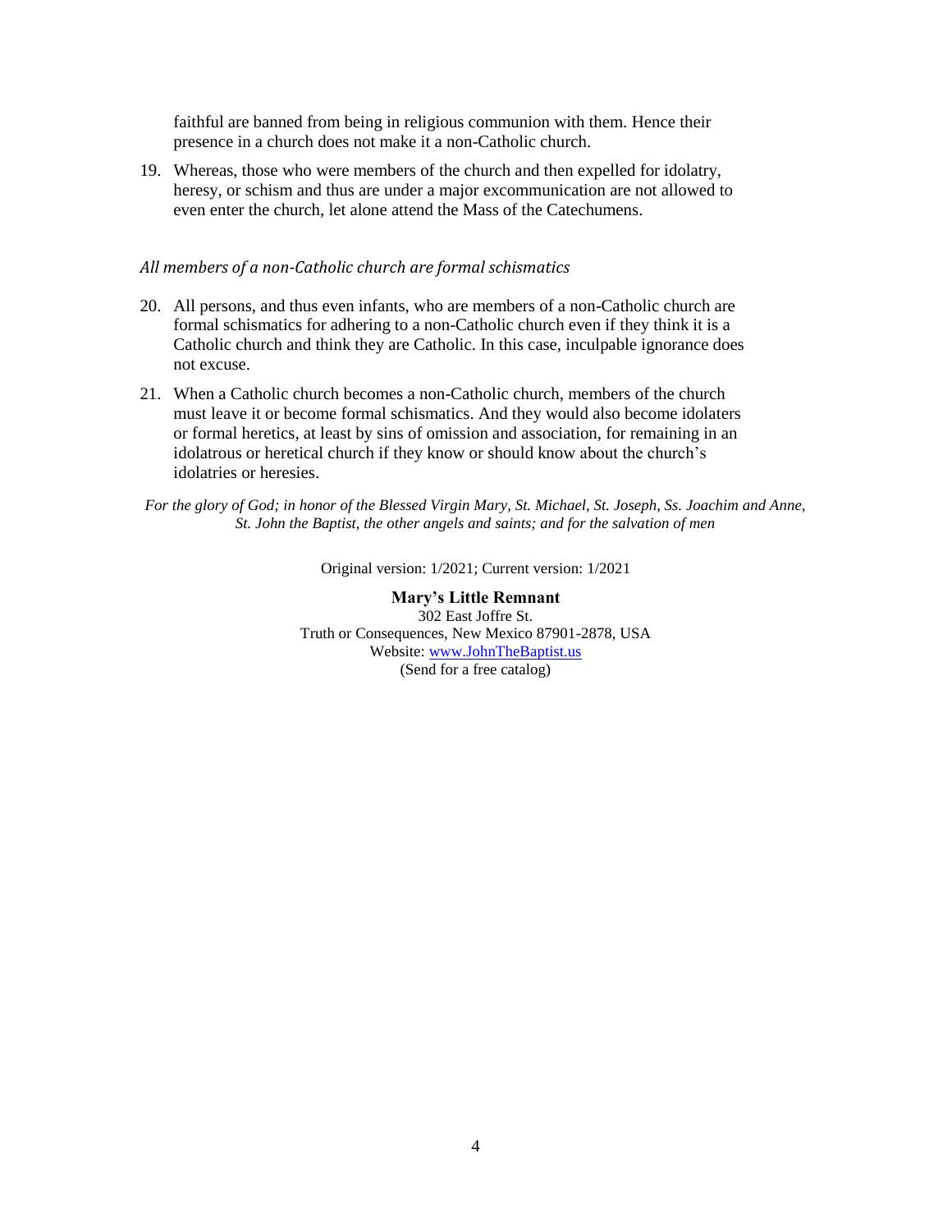faithful are banned from being in religious communion with them. Hence their presence in a church does not make it a non-Catholic church.

19. Whereas, those who were members of the church and then expelled for idolatry, heresy, or schism and thus are under a major excommunication are not allowed to even enter the church, let alone attend the Mass of the Catechumens.

### *All members of a non-Catholic church are formal schismatics*

20. All persons, and thus even infants, who are members of a non-Catholic church are formal schismatics for adhering to a non-Catholic church even if they think it is a Catholic church and think they are Catholic. In this case, inculpable ignorance does not excuse.

21. When a Catholic church becomes a non-Catholic church, members of the church must leave it or become formal schismatics. And they would also become idolaters or formal heretics, at least by sins of omission and association, for remaining in an idolatrous or heretical church if they know or should know about the church's idolatries or heresies.

*For the glory of God; in honor of the Blessed Virgin Mary, St. Michael, St. Joseph, Ss. Joachim and Anne, St. John the Baptist, the other angels and saints; and for the salvation of men*

Original version: 1/2021; Current version: 1/2021

**Mary's Little Remnant**
302 East Joffre St.
Truth or Consequences, New Mexico 87901-2878, USA
Website: www.JohnTheBaptist.us
(Send for a free catalog)